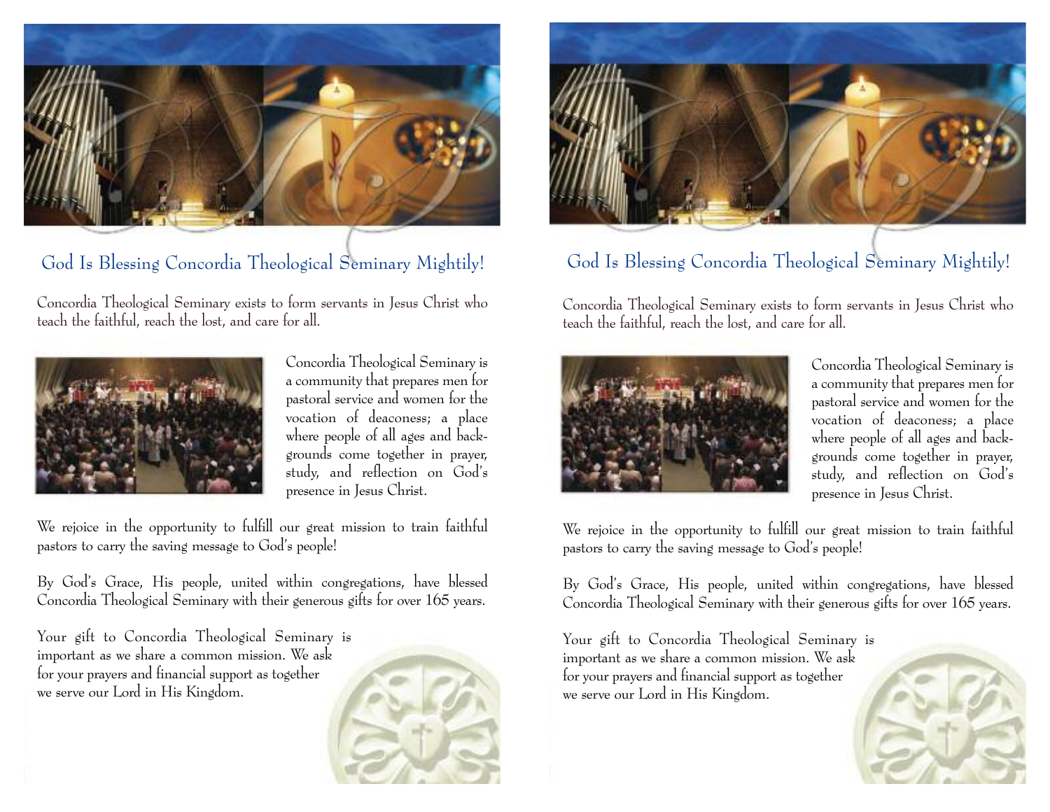## God Is Blessing Concordia Theological Seminary Mightily!

Concordia Theological Seminary exists to form servants in Jesus Christ who teach the faithful, reach the lost, and care for all.

Concordia Theological Seminary is a community that prepares men for pastoral service and women for the vocation of deaconess; a place where people of all ages and backgrounds come together in prayer, study, and reflection on God's presence in Jesus Christ.

We rejoice in the opportunity to fulfill our great mission to train faithful pastors to carry the saving message to God's people!

By God's Grace, His people, united within congregations, have blessed Concordia Theological Seminary with their generous gifts for over 165 years.

Your gift to Concordia Theological Seminary is important as we share a common mission. We ask for your prayers and financial support as together we serve our Lord in His Kingdom.

## God Is Blessing Concordia Theological Seminary Mightily!

Concordia Theological Seminary exists to form servants in Jesus Christ who teach the faithful, reach the lost, and care for all.

Concordia Theological Seminary is a community that prepares men for pastoral service and women for the vocation of deaconess; a place where people of all ages and backgrounds come together in prayer, study, and reflection on God's presence in Jesus Christ.

We rejoice in the opportunity to fulfill our great mission to train faithful pastors to carry the saving message to God's people!

By God's Grace, His people, united within congregations, have blessed Concordia Theological Seminary with their generous gifts for over 165 years.

Your gift to Concordia Theological Seminary is important as we share a common mission. We ask for your prayers and financial support as together we serve our Lord in His Kingdom.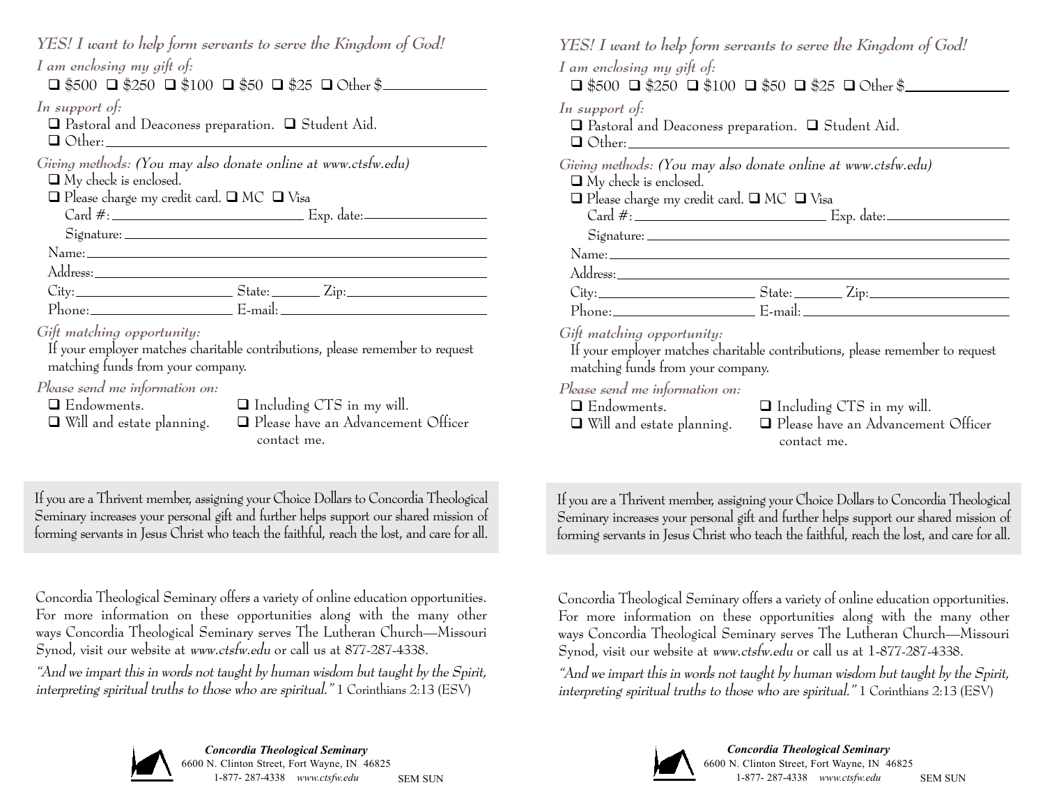*YES! I want to help form servants to serve the Kingdom of God!*

*I am enclosing my gift of:*

❑ $500 ❑ $250 ❑ $100 ❑ $50 ❑ $25 ❑ Other $\_\_\_\_\_\_\_\_\_\_

*In support of:*

❑ Pastoral and Deaconess preparation. ❑ Student Aid.

❑ Other:\_\_\_\_\_\_\_\_\_\_

*Giving methods: (You may also donate online at www.ctsfw.edu)*

❑ My check is enclosed.

❑ Please charge my credit card. ❑ MC ❑ Visa

Card #:\_\_\_\_\_\_\_\_\_\_ Exp. date:\_\_\_\_\_\_\_\_\_\_

Signature:\_\_\_\_\_\_\_\_\_\_

Name:\_\_\_\_\_\_\_\_\_\_

Address:\_\_\_\_\_\_\_\_\_\_

City:\_\_\_\_\_\_\_\_\_\_ State:\_\_\_\_\_\_ Zip:\_\_\_\_\_\_\_\_\_\_

Phone:\_\_\_\_\_\_\_\_\_\_ E-mail:\_\_\_\_\_\_\_\_\_\_

*Gift matching opportunity:*

If your employer matches charitable contributions, please remember to request matching funds from your company.

*Please send me information on:*

❑ Endowments. ❑ Including CTS in my will.

❑ Will and estate planning. ❑ Please have an Advancement Officer contact me.

If you are a Thrivent member, assigning your Choice Dollars to Concordia Theological Seminary increases your personal gift and further helps support our shared mission of forming servants in Jesus Christ who teach the faithful, reach the lost, and care for all.

Concordia Theological Seminary offers a variety of online education opportunities. For more information on these opportunities along with the many other ways Concordia Theological Seminary serves The Lutheran Church—Missouri Synod, visit our website at *www.ctsfw.edu* or call us at 877-287-4338.

*"And we impart this in words not taught by human wisdom but taught by the Spirit, interpreting spiritual truths to those who are spiritual."* 1 Corinthians 2:13 (ESV)

***Concordia Theological Seminary***
6600 N. Clinton Street, Fort Wayne, IN 46825
1-877- 287-4338 *www.ctsfw.edu*

SEM SUN

---

*YES! I want to help form servants to serve the Kingdom of God!*

*I am enclosing my gift of:*

❑ $500 ❑ $250 ❑ $100 ❑ $50 ❑ $25 ❑ Other $\_\_\_\_\_\_\_\_\_\_

*In support of:*

❑ Pastoral and Deaconess preparation. ❑ Student Aid.

❑ Other:\_\_\_\_\_\_\_\_\_\_

*Giving methods: (You may also donate online at www.ctsfw.edu)*

❑ My check is enclosed.

❑ Please charge my credit card. ❑ MC ❑ Visa

Card #:\_\_\_\_\_\_\_\_\_\_ Exp. date:\_\_\_\_\_\_\_\_\_\_

Signature:\_\_\_\_\_\_\_\_\_\_

Name:\_\_\_\_\_\_\_\_\_\_

Address:\_\_\_\_\_\_\_\_\_\_

City:\_\_\_\_\_\_\_\_\_\_ State:\_\_\_\_\_\_ Zip:\_\_\_\_\_\_\_\_\_\_

Phone:\_\_\_\_\_\_\_\_\_\_ E-mail:\_\_\_\_\_\_\_\_\_\_

*Gift matching opportunity:*

If your employer matches charitable contributions, please remember to request matching funds from your company.

*Please send me information on:*

❑ Endowments. ❑ Including CTS in my will.

❑ Will and estate planning. ❑ Please have an Advancement Officer contact me.

If you are a Thrivent member, assigning your Choice Dollars to Concordia Theological Seminary increases your personal gift and further helps support our shared mission of forming servants in Jesus Christ who teach the faithful, reach the lost, and care for all.

Concordia Theological Seminary offers a variety of online education opportunities. For more information on these opportunities along with the many other ways Concordia Theological Seminary serves The Lutheran Church—Missouri Synod, visit our website at *www.ctsfw.edu* or call us at 1-877-287-4338.

*"And we impart this in words not taught by human wisdom but taught by the Spirit, interpreting spiritual truths to those who are spiritual."* 1 Corinthians 2:13 (ESV)

***Concordia Theological Seminary***
6600 N. Clinton Street, Fort Wayne, IN 46825
1-877- 287-4338 *www.ctsfw.edu*

SEM SUN